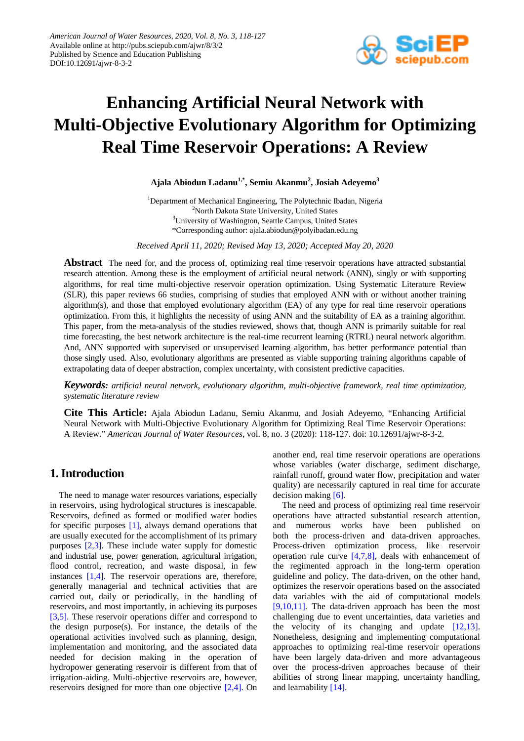# Enhancing Artificial Neural Network with Multi-Objective Evolutionary Algorithm for Optimizing Real Time Reservoir Operations: A Review

**Ajala Abiodun Ladanu[1,*], Semiu Akanmu[2], Josiah Adeyemo[3]**

[1]Department of Mechanical Engineering, The Polytechnic Ibadan, Nigeria
[2]North Dakota State University, United States
[3]University of Washington, Seattle Campus, United States
*Corresponding author: ajala.abiodun@polyibadan.edu.ng

*Received April 11, 2020; Revised May 13, 2020; Accepted May 20, 2020*

**Abstract** The need for, and the process of, optimizing real time reservoir operations have attracted substantial research attention. Among these is the employment of artificial neural network (ANN), singly or with supporting algorithms, for real time multi-objective reservoir operation optimization. Using Systematic Literature Review (SLR), this paper reviews 66 studies, comprising of studies that employed ANN with or without another training algorithm(s), and those that employed evolutionary algorithm (EA) of any type for real time reservoir operations optimization. From this, it highlights the necessity of using ANN and the suitability of EA as a training algorithm. This paper, from the meta-analysis of the studies reviewed, shows that, though ANN is primarily suitable for real time forecasting, the best network architecture is the real-time recurrent learning (RTRL) neural network algorithm. And, ANN supported with supervised or unsupervised learning algorithm, has better performance potential than those singly used. Also, evolutionary algorithms are presented as viable supporting training algorithms capable of extrapolating data of deeper abstraction, complex uncertainty, with consistent predictive capacities.

***Keywords:*** *artificial neural network, evolutionary algorithm, multi-objective framework, real time optimization, systematic literature review*

**Cite This Article:** Ajala Abiodun Ladanu, Semiu Akanmu, and Josiah Adeyemo, “Enhancing Artificial Neural Network with Multi-Objective Evolutionary Algorithm for Optimizing Real Time Reservoir Operations: A Review.” *American Journal of Water Resources*, vol. 8, no. 3 (2020): 118-127. doi: 10.12691/ajwr-8-3-2.

## 1. Introduction

The need to manage water resources variations, especially in reservoirs, using hydrological structures is inescapable. Reservoirs, defined as formed or modified water bodies for specific purposes [1], always demand operations that are usually executed for the accomplishment of its primary purposes [2,3]. These include water supply for domestic and industrial use, power generation, agricultural irrigation, flood control, recreation, and waste disposal, in few instances [1,4]. The reservoir operations are, therefore, generally managerial and technical activities that are carried out, daily or periodically, in the handling of reservoirs, and most importantly, in achieving its purposes [3,5]. These reservoir operations differ and correspond to the design purpose(s). For instance, the details of the operational activities involved such as planning, design, implementation and monitoring, and the associated data needed for decision making in the operation of hydropower generating reservoir is different from that of irrigation-aiding. Multi-objective reservoirs are, however, reservoirs designed for more than one objective [2,4]. On another end, real time reservoir operations are operations whose variables (water discharge, sediment discharge, rainfall runoff, ground water flow, precipitation and water quality) are necessarily captured in real time for accurate decision making [6].

The need and process of optimizing real time reservoir operations have attracted substantial research attention, and numerous works have been published on both the process-driven and data-driven approaches. Process-driven optimization process, like reservoir operation rule curve [4,7,8], deals with enhancement of the regimented approach in the long-term operation guideline and policy. The data-driven, on the other hand, optimizes the reservoir operations based on the associated data variables with the aid of computational models [9,10,11]. The data-driven approach has been the most challenging due to event uncertainties, data varieties and the velocity of its changing and update [12,13]. Nonetheless, designing and implementing computational approaches to optimizing real-time reservoir operations have been largely data-driven and more advantageous over the process-driven approaches because of their abilities of strong linear mapping, uncertainty handling, and learnability [14].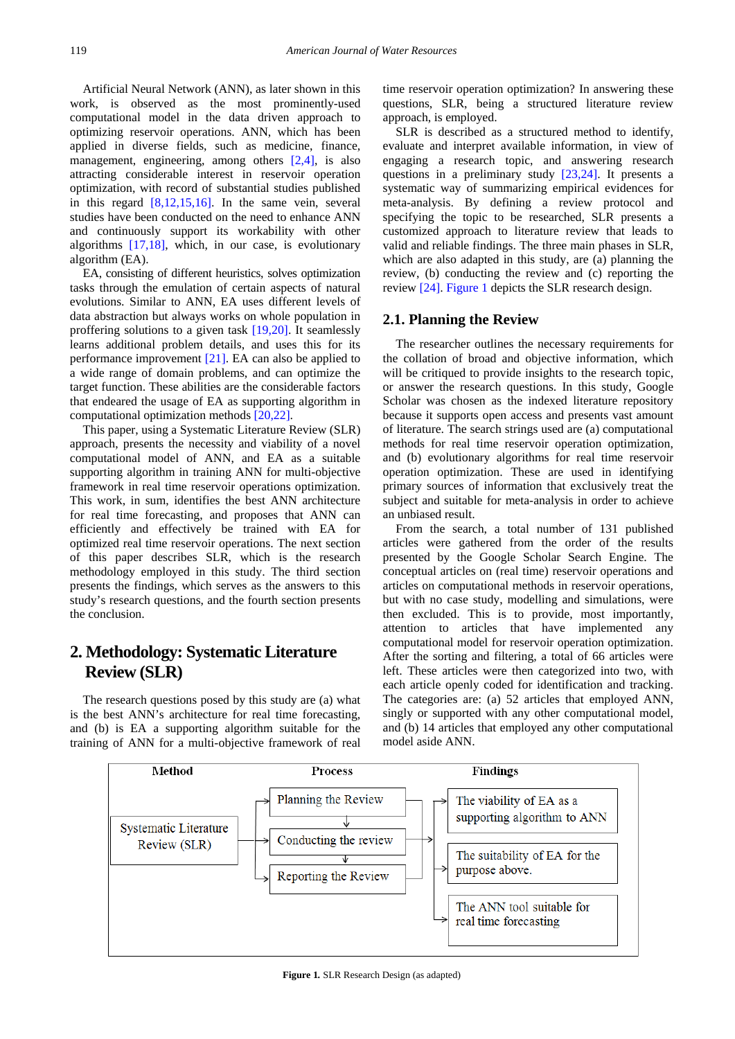Artificial Neural Network (ANN), as later shown in this work, is observed as the most prominently-used computational model in the data driven approach to optimizing reservoir operations. ANN, which has been applied in diverse fields, such as medicine, finance, management, engineering, among others [2,4], is also attracting considerable interest in reservoir operation optimization, with record of substantial studies published in this regard [8,12,15,16]. In the same vein, several studies have been conducted on the need to enhance ANN and continuously support its workability with other algorithms [17,18], which, in our case, is evolutionary algorithm (EA).

EA, consisting of different heuristics, solves optimization tasks through the emulation of certain aspects of natural evolutions. Similar to ANN, EA uses different levels of data abstraction but always works on whole population in proffering solutions to a given task [19,20]. It seamlessly learns additional problem details, and uses this for its performance improvement [21]. EA can also be applied to a wide range of domain problems, and can optimize the target function. These abilities are the considerable factors that endeared the usage of EA as supporting algorithm in computational optimization methods [20,22].

This paper, using a Systematic Literature Review (SLR) approach, presents the necessity and viability of a novel computational model of ANN, and EA as a suitable supporting algorithm in training ANN for multi-objective framework in real time reservoir operations optimization. This work, in sum, identifies the best ANN architecture for real time forecasting, and proposes that ANN can efficiently and effectively be trained with EA for optimized real time reservoir operations. The next section of this paper describes SLR, which is the research methodology employed in this study. The third section presents the findings, which serves as the answers to this study's research questions, and the fourth section presents the conclusion.

## 2. Methodology: Systematic Literature Review (SLR)

The research questions posed by this study are (a) what is the best ANN's architecture for real time forecasting, and (b) is EA a supporting algorithm suitable for the training of ANN for a multi-objective framework of real time reservoir operation optimization? In answering these questions, SLR, being a structured literature review approach, is employed.

SLR is described as a structured method to identify, evaluate and interpret available information, in view of engaging a research topic, and answering research questions in a preliminary study [23,24]. It presents a systematic way of summarizing empirical evidences for meta-analysis. By defining a review protocol and specifying the topic to be researched, SLR presents a customized approach to literature review that leads to valid and reliable findings. The three main phases in SLR, which are also adapted in this study, are (a) planning the review, (b) conducting the review and (c) reporting the review [24]. Figure 1 depicts the SLR research design.

### 2.1. Planning the Review

The researcher outlines the necessary requirements for the collation of broad and objective information, which will be critiqued to provide insights to the research topic, or answer the research questions. In this study, Google Scholar was chosen as the indexed literature repository because it supports open access and presents vast amount of literature. The search strings used are (a) computational methods for real time reservoir operation optimization, and (b) evolutionary algorithms for real time reservoir operation optimization. These are used in identifying primary sources of information that exclusively treat the subject and suitable for meta-analysis in order to achieve an unbiased result.

From the search, a total number of 131 published articles were gathered from the order of the results presented by the Google Scholar Search Engine. The conceptual articles on (real time) reservoir operations and articles on computational methods in reservoir operations, but with no case study, modelling and simulations, were then excluded. This is to provide, most importantly, attention to articles that have implemented any computational model for reservoir operation optimization. After the sorting and filtering, a total of 66 articles were left. These articles were then categorized into two, with each article openly coded for identification and tracking. The categories are: (a) 52 articles that employed ANN, singly or supported with any other computational model, and (b) 14 articles that employed any other computational model aside ANN.

| Method | Process | Findings |
|---|---|---|
| Systematic Literature Review (SLR) | Planning the Review | The viability of EA as a supporting algorithm to ANN |
| | Conducting the review | The suitability of EA for the purpose above. |
| | Reporting the Review | The ANN tool suitable for real time forecasting |

**Figure 1.** SLR Research Design (as adapted)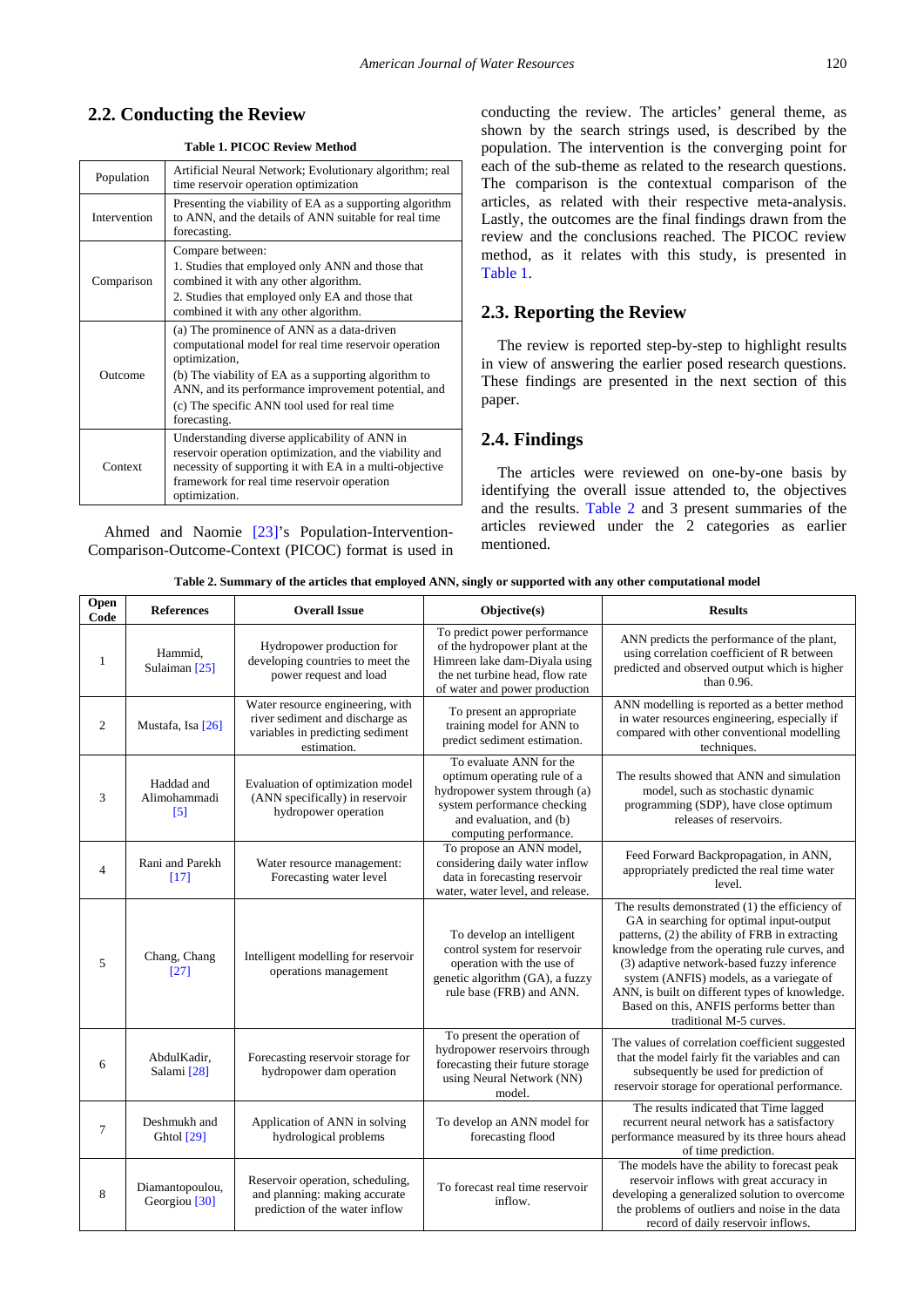## 2.2. Conducting the Review

**Table 1. PICOC Review Method**

| | |
|---|---|
| Population | Artificial Neural Network; Evolutionary algorithm; real time reservoir operation optimization |
| Intervention | Presenting the viability of EA as a supporting algorithm to ANN, and the details of ANN suitable for real time forecasting. |
| Comparison | Compare between: 1. Studies that employed only ANN and those that combined it with any other algorithm. 2. Studies that employed only EA and those that combined it with any other algorithm. |
| Outcome | (a) The prominence of ANN as a data-driven computational model for real time reservoir operation optimization, (b) The viability of EA as a supporting algorithm to ANN, and its performance improvement potential, and (c) The specific ANN tool used for real time forecasting. |
| Context | Understanding diverse applicability of ANN in reservoir operation optimization, and the viability and necessity of supporting it with EA in a multi-objective framework for real time reservoir operation optimization. |

Ahmed and Naomie [23]'s Population-Intervention-Comparison-Outcome-Context (PICOC) format is used in conducting the review. The articles' general theme, as shown by the search strings used, is described by the population. The intervention is the converging point for each of the sub-theme as related to the research questions. The comparison is the contextual comparison of the articles, as related with their respective meta-analysis. Lastly, the outcomes are the final findings drawn from the review and the conclusions reached. The PICOC review method, as it relates with this study, is presented in Table 1.

## 2.3. Reporting the Review

The review is reported step-by-step to highlight results in view of answering the earlier posed research questions. These findings are presented in the next section of this paper.

## 2.4. Findings

The articles were reviewed on one-by-one basis by identifying the overall issue attended to, the objectives and the results. Table 2 and 3 present summaries of the articles reviewed under the 2 categories as earlier mentioned.

**Table 2. Summary of the articles that employed ANN, singly or supported with any other computational model**

| Open Code | References | Overall Issue | Objective(s) | Results |
|---|---|---|---|---|
| 1 | Hammid, Sulaiman [25] | Hydropower production for developing countries to meet the power request and load | To predict power performance of the hydropower plant at the Himreen lake dam-Diyala using the net turbine head, flow rate of water and power production | ANN predicts the performance of the plant, using correlation coefficient of R between predicted and observed output which is higher than 0.96. |
| 2 | Mustafa, Isa [26] | Water resource engineering, with river sediment and discharge as variables in predicting sediment estimation. | To present an appropriate training model for ANN to predict sediment estimation. | ANN modelling is reported as a better method in water resources engineering, especially if compared with other conventional modelling techniques. |
| 3 | Haddad and Alimohammadi [5] | Evaluation of optimization model (ANN specifically) in reservoir hydropower operation | To evaluate ANN for the optimum operating rule of a hydropower system through (a) system performance checking and evaluation, and (b) computing performance. | The results showed that ANN and simulation model, such as stochastic dynamic programming (SDP), have close optimum releases of reservoirs. |
| 4 | Rani and Parekh [17] | Water resource management: Forecasting water level | To propose an ANN model, considering daily water inflow data in forecasting reservoir water, water level, and release. | Feed Forward Backpropagation, in ANN, appropriately predicted the real time water level. |
| 5 | Chang, Chang [27] | Intelligent modelling for reservoir operations management | To develop an intelligent control system for reservoir operation with the use of genetic algorithm (GA), a fuzzy rule base (FRB) and ANN. | The results demonstrated (1) the efficiency of GA in searching for optimal input-output patterns, (2) the ability of FRB in extracting knowledge from the operating rule curves, and (3) adaptive network-based fuzzy inference system (ANFIS) models, as a variegate of ANN, is built on different types of knowledge. Based on this, ANFIS performs better than traditional M-5 curves. |
| 6 | AbdulKadir, Salami [28] | Forecasting reservoir storage for hydropower dam operation | To present the operation of hydropower reservoirs through forecasting their future storage using Neural Network (NN) model. | The values of correlation coefficient suggested that the model fairly fit the variables and can subsequently be used for prediction of reservoir storage for operational performance. |
| 7 | Deshmukh and Ghtol [29] | Application of ANN in solving hydrological problems | To develop an ANN model for forecasting flood | The results indicated that Time lagged recurrent neural network has a satisfactory performance measured by its three hours ahead of time prediction. |
| 8 | Diamantopoulou, Georgiou [30] | Reservoir operation, scheduling, and planning: making accurate prediction of the water inflow | To forecast real time reservoir inflow. | The models have the ability to forecast peak reservoir inflows with great accuracy in developing a generalized solution to overcome the problems of outliers and noise in the data record of daily reservoir inflows. |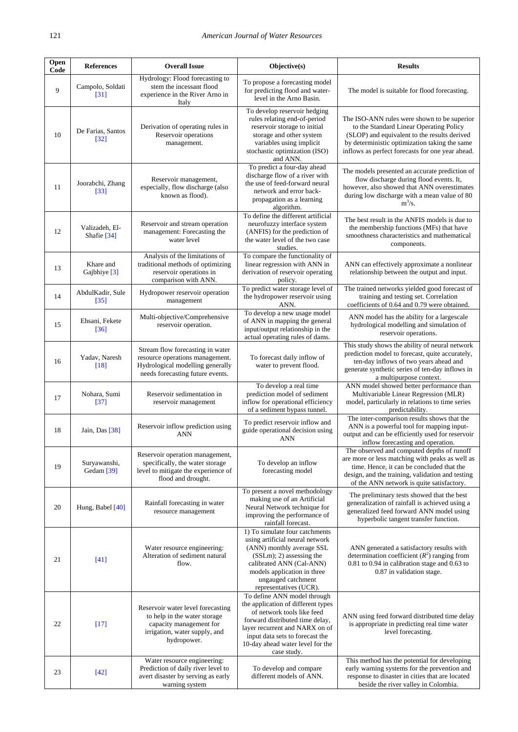| Open Code | References | Overall Issue | Objective(s) | Results |
|---|---|---|---|---|
| 9 | Campolo, Soldati [31] | Hydrology: Flood forecasting to stem the incessant flood experience in the River Arno in Italy | To propose a forecasting model for predicting flood and water-level in the Arno Basin. | The model is suitable for flood forecasting. |
| 10 | De Farias, Santos [32] | Derivation of operating rules in Reservoir operations management. | To develop reservoir hedging rules relating end-of-period reservoir storage to initial storage and other system variables using implicit stochastic optimization (ISO) and ANN. | The ISO-ANN rules were shown to be superior to the Standard Linear Operating Policy (SLOP) and equivalent to the results derived by deterministic optimization taking the same inflows as perfect forecasts for one year ahead. |
| 11 | Joorabchi, Zhang [33] | Reservoir management, especially, flow discharge (also known as flood). | To predict a four-day ahead discharge flow of a river with the use of feed-forward neural network and error back-propagation as a learning algorithm. | The models presented an accurate prediction of flow discharge during flood events. It, however, also showed that ANN overestimates during low discharge with a mean value of 80 $m^3$/s. |
| 12 | Valizadeh, El-Shafie [34] | Reservoir and stream operation management: Forecasting the water level | To define the different artificial neurofuzzy interface system (ANFIS) for the prediction of the water level of the two case studies. | The best result in the ANFIS models is due to the membership functions (MFs) that have smoothness characteristics and mathematical components. |
| 13 | Khare and Gajbhiye [3] | Analysis of the limitations of traditional methods of optimizing reservoir operations in comparison with ANN. | To compare the functionality of linear regression with ANN in derivation of reservoir operating policy. | ANN can effectively approximate a nonlinear relationship between the output and input. |
| 14 | AbdulKadir, Sule [35] | Hydropower reservoir operation management | To predict water storage level of the hydropower reservoir using ANN. | The trained networks yielded good forecast of training and testing set. Correlation coefficients of 0.64 and 0.79 were obtained. |
| 15 | Ehsani, Fekete [36] | Multi-objective/Comprehensive reservoir operation. | To develop a new usage model of ANN in mapping the general input/output relationship in the actual operating rules of dams. | ANN model has the ability for a largescale hydrological modelling and simulation of reservoir operations. |
| 16 | Yadav, Naresh [18] | Stream flow forecasting in water resource operations management. Hydrological modelling generally needs forecasting future events. | To forecast daily inflow of water to prevent flood. | This study shows the ability of neural network prediction model to forecast, quite accurately, ten-day inflows of two years ahead and generate synthetic series of ten-day inflows in a multipurpose context. |
| 17 | Nohara, Sumi [37] | Reservoir sedimentation in reservoir management | To develop a real time prediction model of sediment inflow for operational efficiency of a sediment bypass tunnel. | ANN model showed better performance than Multivariable Linear Regression (MLR) model, particularly in relations to time series predictability. |
| 18 | Jain, Das [38] | Reservoir inflow prediction using ANN | To predict reservoir inflow and guide operational decision using ANN | The inter-comparison results shows that the ANN is a powerful tool for mapping input-output relationship and can be efficiently used for reservoir inflow forecasting and operation. |
| 19 | Suryawanshi, Gedam [39] | Reservoir operation management, specifically, the water storage level to mitigate the experience of flood and drought. | To develop an inflow forecasting model | The observed and computed depths of runoff are more or less matching with peaks as well as time. Hence, it can be concluded that the design, and the training, validation and testing of the ANN network is quite satisfactory. |
| 20 | Hung, Babel [40] | Rainfall forecasting in water resource management | To present a novel methodology making use of an Artificial Neural Network technique for improving the performance of rainfall forecast. | The preliminary tests showed that the best generalization of rainfall is achieved using a generalized feed forward ANN model using hyperbolic tangent transfer function. |
| 21 | [41] | Water resource engineering: Alteration of sediment natural flow. | 1) To simulate four catchments using artificial neural network (ANN) monthly average SSL (SSLm); 2) assessing the calibrated ANN (Cal-ANN) models application in three ungauged catchment representatives (UCR). | ANN generated a satisfactory results with determination coefficient ($R^2$) ranging from 0.81 to 0.94 in calibration stage and 0.63 to 0.87 in validation stage. |
| 22 | [17] | Reservoir water level forecasting to help in the water storage capacity management for irrigation, water supply, and hydropower. | To define ANN model through the application of different types of network tools like feed forward distributed time delay, layer recurrent and NARX on of input data sets to forecast the 10-day ahead water level for the case study. | ANN using feed forward distributed time delay is appropriate in predicting real time water level forecasting. |
| 23 | [42] | Water resource engineering: Prediction of daily river level to avert disaster by serving as early warning system | To develop and compare different models of ANN. | This method has the potential for developing early warning systems for the prevention and response to disaster in cities that are located beside the river valley in Colombia. |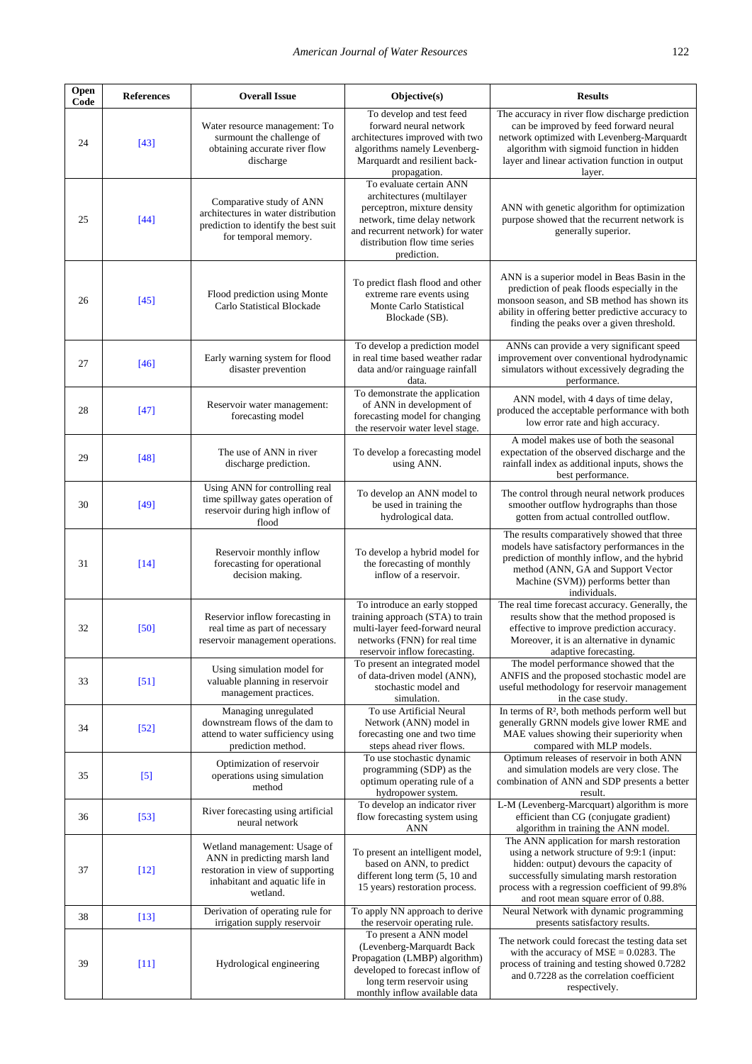| Open Code | References | Overall Issue | Objective(s) | Results |
|---|---|---|---|---|
| 24 | [43] | Water resource management: To surmount the challenge of obtaining accurate river flow discharge | To develop and test feed forward neural network architectures improved with two algorithms namely Levenberg-Marquardt and resilient back-propagation. | The accuracy in river flow discharge prediction can be improved by feed forward neural network optimized with Levenberg-Marquardt algorithm with sigmoid function in hidden layer and linear activation function in output layer. |
| 25 | [44] | Comparative study of ANN architectures in water distribution prediction to identify the best suit for temporal memory. | To evaluate certain ANN architectures (multilayer perceptron, mixture density network, time delay network and recurrent network) for water distribution flow time series prediction. | ANN with genetic algorithm for optimization purpose showed that the recurrent network is generally superior. |
| 26 | [45] | Flood prediction using Monte Carlo Statistical Blockade | To predict flash flood and other extreme rare events using Monte Carlo Statistical Blockade (SB). | ANN is a superior model in Beas Basin in the prediction of peak floods especially in the monsoon season, and SB method has shown its ability in offering better predictive accuracy to finding the peaks over a given threshold. |
| 27 | [46] | Early warning system for flood disaster prevention | To develop a prediction model in real time based weather radar data and/or rainguage rainfall data. | ANNs can provide a very significant speed improvement over conventional hydrodynamic simulators without excessively degrading the performance. |
| 28 | [47] | Reservoir water management: forecasting model | To demonstrate the application of ANN in development of forecasting model for changing the reservoir water level stage. | ANN model, with 4 days of time delay, produced the acceptable performance with both low error rate and high accuracy. |
| 29 | [48] | The use of ANN in river discharge prediction. | To develop a forecasting model using ANN. | A model makes use of both the seasonal expectation of the observed discharge and the rainfall index as additional inputs, shows the best performance. |
| 30 | [49] | Using ANN for controlling real time spillway gates operation of reservoir during high inflow of flood | To develop an ANN model to be used in training the hydrological data. | The control through neural network produces smoother outflow hydrographs than those gotten from actual controlled outflow. |
| 31 | [14] | Reservoir monthly inflow forecasting for operational decision making. | To develop a hybrid model for the forecasting of monthly inflow of a reservoir. | The results comparatively showed that three models have satisfactory performances in the prediction of monthly inflow, and the hybrid method (ANN, GA and Support Vector Machine (SVM)) performs better than individuals. |
| 32 | [50] | Reservior inflow forecasting in real time as part of necessary reservoir management operations. | To introduce an early stopped training approach (STA) to train multi-layer feed-forward neural networks (FNN) for real time reservoir inflow forecasting. | The real time forecast accuracy. Generally, the results show that the method proposed is effective to improve prediction accuracy. Moreover, it is an alternative in dynamic adaptive forecasting. |
| 33 | [51] | Using simulation model for valuable planning in reservoir management practices. | To present an integrated model of data-driven model (ANN), stochastic model and simulation. | The model performance showed that the ANFIS and the proposed stochastic model are useful methodology for reservoir management in the case study. |
| 34 | [52] | Managing unregulated downstream flows of the dam to attend to water sufficiency using prediction method. | To use Artificial Neural Network (ANN) model in forecasting one and two time steps ahead river flows. | In terms of $R^2$, both methods perform well but generally GRNN models give lower RME and MAE values showing their superiority when compared with MLP models. |
| 35 | [5] | Optimization of reservoir operations using simulation method | To use stochastic dynamic programming (SDP) as the optimum operating rule of a hydropower system. | Optimum releases of reservoir in both ANN and simulation models are very close. The combination of ANN and SDP presents a better result. |
| 36 | [53] | River forecasting using artificial neural network | To develop an indicator river flow forecasting system using ANN | L-M (Levenberg-Marcquart) algorithm is more efficient than CG (conjugate gradient) algorithm in training the ANN model. |
| 37 | [12] | Wetland management: Usage of ANN in predicting marsh land restoration in view of supporting inhabitant and aquatic life in wetland. | To present an intelligent model, based on ANN, to predict different long term (5, 10 and 15 years) restoration process. | The ANN application for marsh restoration using a network structure of 9:9:1 (input: hidden: output) devours the capacity of successfully simulating marsh restoration process with a regression coefficient of 99.8% and root mean square error of 0.88. |
| 38 | [13] | Derivation of operating rule for irrigation supply reservoir | To apply NN approach to derive the reservoir operating rule. | Neural Network with dynamic programming presents satisfactory results. |
| 39 | [11] | Hydrological engineering | To present a ANN model (Levenberg-Marquardt Back Propagation (LMBP) algorithm) developed to forecast inflow of long term reservoir using monthly inflow available data | The network could forecast the testing data set with the accuracy of MSE = 0.0283. The process of training and testing showed 0.7282 and 0.7228 as the correlation coefficient respectively. |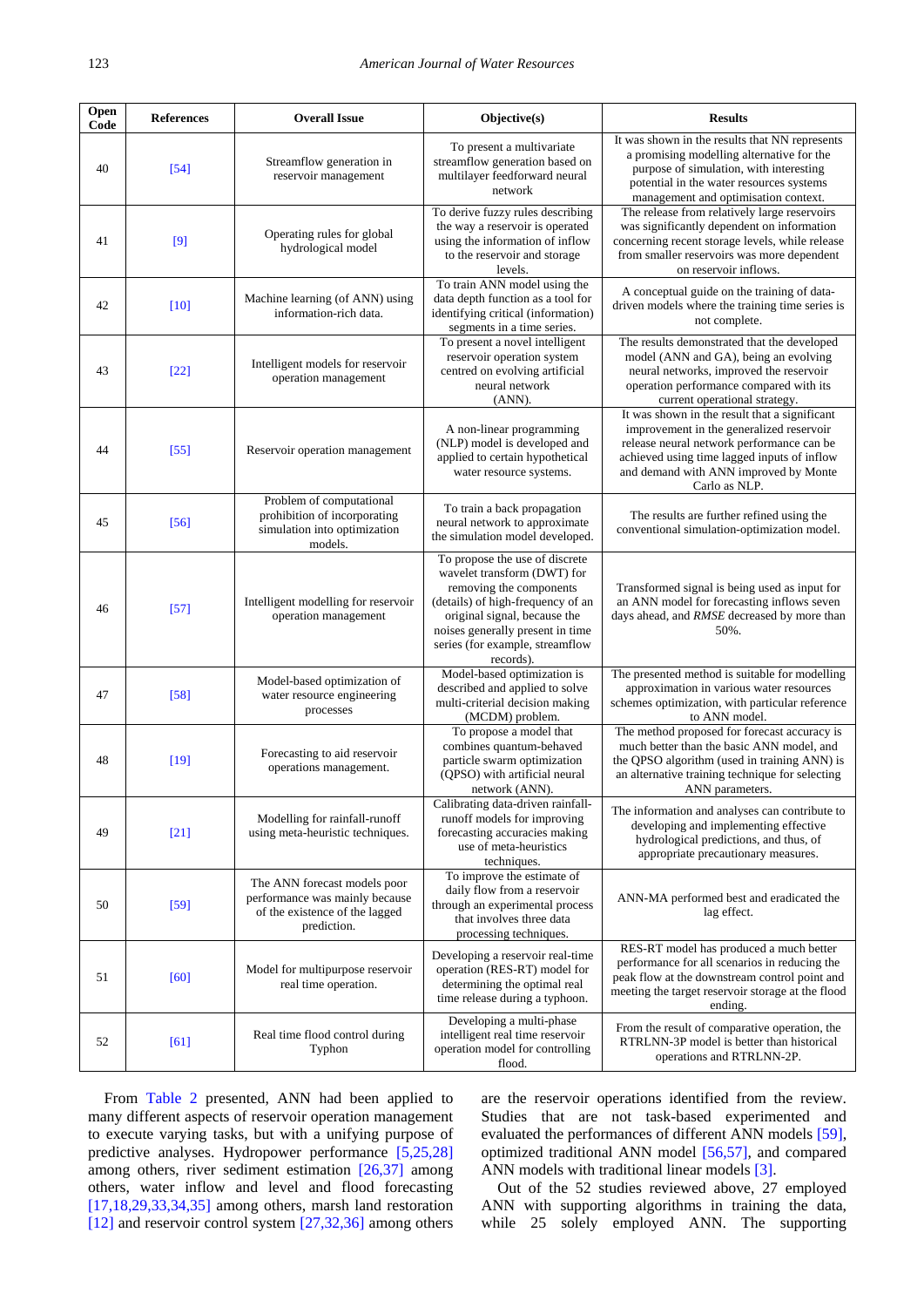| Open Code | References | Overall Issue | Objective(s) | Results |
|---|---|---|---|---|
| 40 | [54] | Streamflow generation in reservoir management | To present a multivariate streamflow generation based on multilayer feedforward neural network | It was shown in the results that NN represents a promising modelling alternative for the purpose of simulation, with interesting potential in the water resources systems management and optimisation context. |
| 41 | [9] | Operating rules for global hydrological model | To derive fuzzy rules describing the way a reservoir is operated using the information of inflow to the reservoir and storage levels. | The release from relatively large reservoirs was significantly dependent on information concerning recent storage levels, while release from smaller reservoirs was more dependent on reservoir inflows. |
| 42 | [10] | Machine learning (of ANN) using information-rich data. | To train ANN model using the data depth function as a tool for identifying critical (information) segments in a time series. | A conceptual guide on the training of data-driven models where the training time series is not complete. |
| 43 | [22] | Intelligent models for reservoir operation management | To present a novel intelligent reservoir operation system centred on evolving artificial neural network (ANN). | The results demonstrated that the developed model (ANN and GA), being an evolving neural networks, improved the reservoir operation performance compared with its current operational strategy. |
| 44 | [55] | Reservoir operation management | A non-linear programming (NLP) model is developed and applied to certain hypothetical water resource systems. | It was shown in the result that a significant improvement in the generalized reservoir release neural network performance can be achieved using time lagged inputs of inflow and demand with ANN improved by Monte Carlo as NLP. |
| 45 | [56] | Problem of computational prohibition of incorporating simulation into optimization models. | To train a back propagation neural network to approximate the simulation model developed. | The results are further refined using the conventional simulation-optimization model. |
| 46 | [57] | Intelligent modelling for reservoir operation management | To propose the use of discrete wavelet transform (DWT) for removing the components (details) of high-frequency of an original signal, because the noises generally present in time series (for example, streamflow records). | Transformed signal is being used as input for an ANN model for forecasting inflows seven days ahead, and *RMSE* decreased by more than 50%. |
| 47 | [58] | Model-based optimization of water resource engineering processes | Model-based optimization is described and applied to solve multi-criterial decision making (MCDM) problem. | The presented method is suitable for modelling approximation in various water resources schemes optimization, with particular reference to ANN model. |
| 48 | [19] | Forecasting to aid reservoir operations management. | To propose a model that combines quantum-behaved particle swarm optimization (QPSO) with artificial neural network (ANN). | The method proposed for forecast accuracy is much better than the basic ANN model, and the QPSO algorithm (used in training ANN) is an alternative training technique for selecting ANN parameters. |
| 49 | [21] | Modelling for rainfall-runoff using meta-heuristic techniques. | Calibrating data-driven rainfall-runoff models for improving forecasting accuracies making use of meta-heuristics techniques. | The information and analyses can contribute to developing and implementing effective hydrological predictions, and thus, of appropriate precautionary measures. |
| 50 | [59] | The ANN forecast models poor performance was mainly because of the existence of the lagged prediction. | To improve the estimate of daily flow from a reservoir through an experimental process that involves three data processing techniques. | ANN-MA performed best and eradicated the lag effect. |
| 51 | [60] | Model for multipurpose reservoir real time operation. | Developing a reservoir real-time operation (RES-RT) model for determining the optimal real time release during a typhoon. | RES-RT model has produced a much better performance for all scenarios in reducing the peak flow at the downstream control point and meeting the target reservoir storage at the flood ending. |
| 52 | [61] | Real time flood control during Typhon | Developing a multi-phase intelligent real time reservoir operation model for controlling flood. | From the result of comparative operation, the RTRLNN-3P model is better than historical operations and RTRLNN-2P. |

From Table 2 presented, ANN had been applied to many different aspects of reservoir operation management to execute varying tasks, but with a unifying purpose of predictive analyses. Hydropower performance [5,25,28] among others, river sediment estimation [26,37] among others, water inflow and level and flood forecasting [17,18,29,33,34,35] among others, marsh land restoration [12] and reservoir control system [27,32,36] among others are the reservoir operations identified from the review. Studies that are not task-based experimented and evaluated the performances of different ANN models [59], optimized traditional ANN model [56,57], and compared ANN models with traditional linear models [3].

Out of the 52 studies reviewed above, 27 employed ANN with supporting algorithms in training the data, while 25 solely employed ANN. The supporting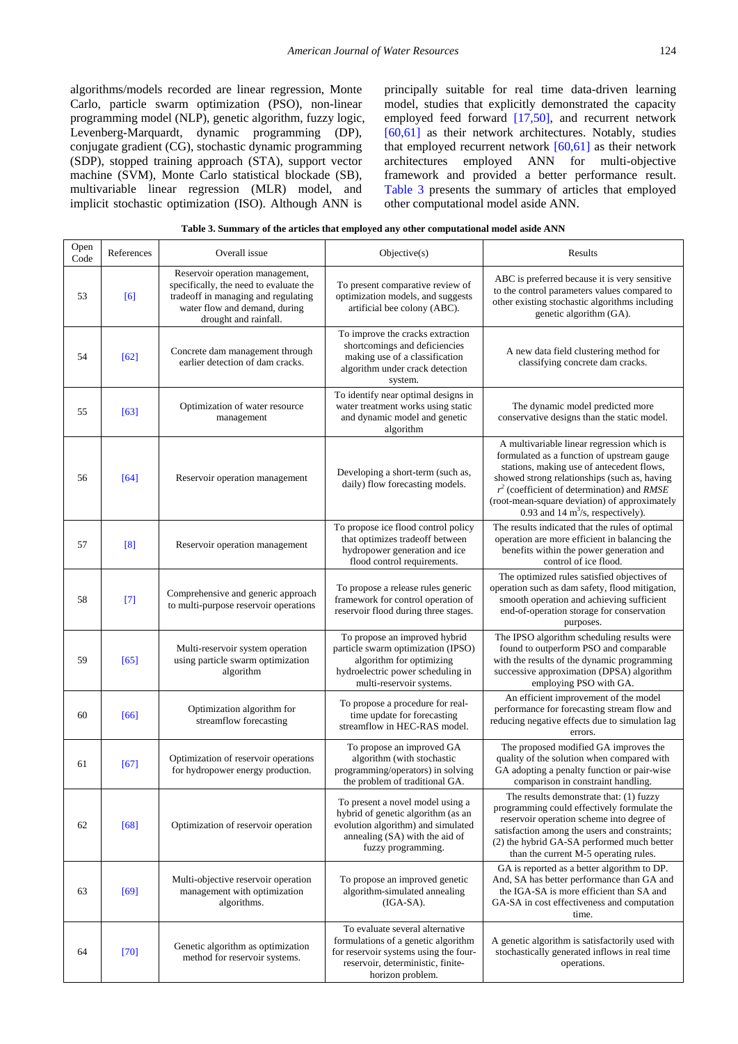algorithms/models recorded are linear regression, Monte Carlo, particle swarm optimization (PSO), non-linear programming model (NLP), genetic algorithm, fuzzy logic, Levenberg-Marquardt, dynamic programming (DP), conjugate gradient (CG), stochastic dynamic programming (SDP), stopped training approach (STA), support vector machine (SVM), Monte Carlo statistical blockade (SB), multivariable linear regression (MLR) model, and implicit stochastic optimization (ISO). Although ANN is principally suitable for real time data-driven learning model, studies that explicitly demonstrated the capacity employed feed forward [17,50], and recurrent network [60,61] as their network architectures. Notably, studies that employed recurrent network [60,61] as their network architectures employed ANN for multi-objective framework and provided a better performance result. Table 3 presents the summary of articles that employed other computational model aside ANN.

**Table 3. Summary of the articles that employed any other computational model aside ANN**

| Open Code | References | Overall issue | Objective(s) | Results |
|---|---|---|---|---|
| 53 | [6] | Reservoir operation management, specifically, the need to evaluate the tradeoff in managing and regulating water flow and demand, during drought and rainfall. | To present comparative review of optimization models, and suggests artificial bee colony (ABC). | ABC is preferred because it is very sensitive to the control parameters values compared to other existing stochastic algorithms including genetic algorithm (GA). |
| 54 | [62] | Concrete dam management through earlier detection of dam cracks. | To improve the cracks extraction shortcomings and deficiencies making use of a classification algorithm under crack detection system. | A new data field clustering method for classifying concrete dam cracks. |
| 55 | [63] | Optimization of water resource management | To identify near optimal designs in water treatment works using static and dynamic model and genetic algorithm | The dynamic model predicted more conservative designs than the static model. |
| 56 | [64] | Reservoir operation management | Developing a short-term (such as, daily) flow forecasting models. | A multivariable linear regression which is formulated as a function of upstream gauge stations, making use of antecedent flows, showed strong relationships (such as, having $r^2$ (coefficient of determination) and *RMSE* (root-mean-square deviation) of approximately 0.93 and 14 $m^3$/s, respectively). |
| 57 | [8] | Reservoir operation management | To propose ice flood control policy that optimizes tradeoff between hydropower generation and ice flood control requirements. | The results indicated that the rules of optimal operation are more efficient in balancing the benefits within the power generation and control of ice flood. |
| 58 | [7] | Comprehensive and generic approach to multi-purpose reservoir operations | To propose a release rules generic framework for control operation of reservoir flood during three stages. | The optimized rules satisfied objectives of operation such as dam safety, flood mitigation, smooth operation and achieving sufficient end-of-operation storage for conservation purposes. |
| 59 | [65] | Multi-reservoir system operation using particle swarm optimization algorithm | To propose an improved hybrid particle swarm optimization (IPSO) algorithm for optimizing hydroelectric power scheduling in multi-reservoir systems. | The IPSO algorithm scheduling results were found to outperform PSO and comparable with the results of the dynamic programming successive approximation (DPSA) algorithm employing PSO with GA. |
| 60 | [66] | Optimization algorithm for streamflow forecasting | To propose a procedure for real-time update for forecasting streamflow in HEC-RAS model. | An efficient improvement of the model performance for forecasting stream flow and reducing negative effects due to simulation lag errors. |
| 61 | [67] | Optimization of reservoir operations for hydropower energy production. | To propose an improved GA algorithm (with stochastic programming/operators) in solving the problem of traditional GA. | The proposed modified GA improves the quality of the solution when compared with GA adopting a penalty function or pair-wise comparison in constraint handling. |
| 62 | [68] | Optimization of reservoir operation | To present a novel model using a hybrid of genetic algorithm (as an evolution algorithm) and simulated annealing (SA) with the aid of fuzzy programming. | The results demonstrate that: (1) fuzzy programming could effectively formulate the reservoir operation scheme into degree of satisfaction among the users and constraints; (2) the hybrid GA-SA performed much better than the current M-5 operating rules. |
| 63 | [69] | Multi-objective reservoir operation management with optimization algorithms. | To propose an improved genetic algorithm-simulated annealing (IGA-SA). | GA is reported as a better algorithm to DP. And, SA has better performance than GA and the IGA-SA is more efficient than SA and GA-SA in cost effectiveness and computation time. |
| 64 | [70] | Genetic algorithm as optimization method for reservoir systems. | To evaluate several alternative formulations of a genetic algorithm for reservoir systems using the four-reservoir, deterministic, finite-horizon problem. | A genetic algorithm is satisfactorily used with stochastically generated inflows in real time operations. |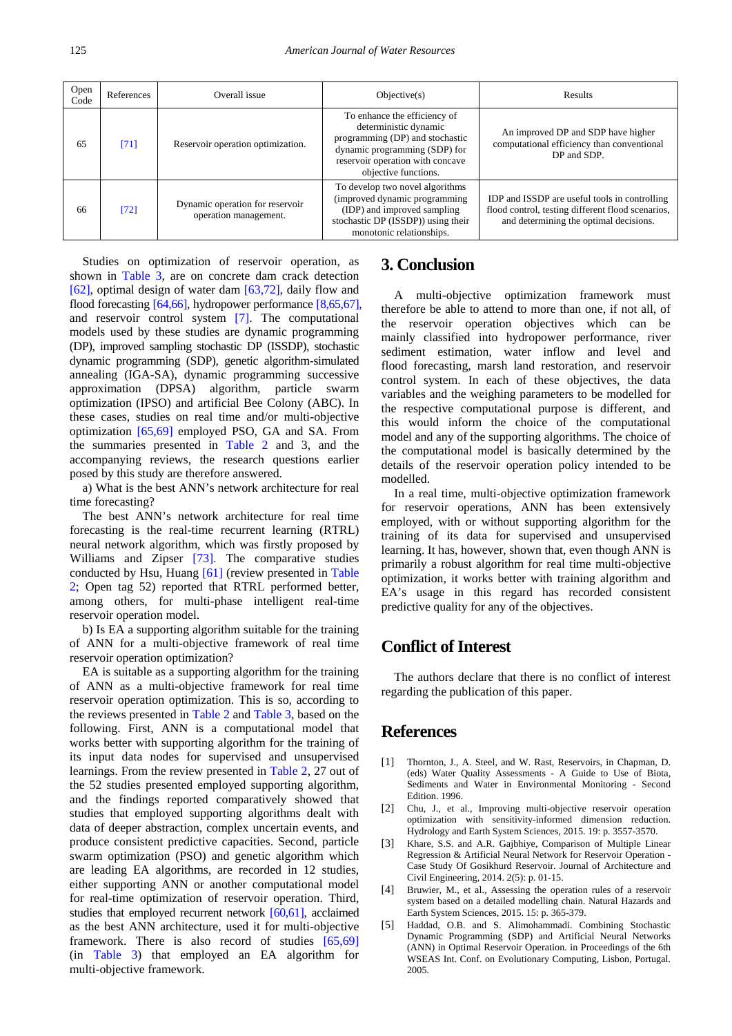| Open Code | References | Overall issue | Objective(s) | Results |
|---|---|---|---|---|
| 65 | [71] | Reservoir operation optimization. | To enhance the efficiency of deterministic dynamic programming (DP) and stochastic dynamic programming (SDP) for reservoir operation with concave objective functions. | An improved DP and SDP have higher computational efficiency than conventional DP and SDP. |
| 66 | [72] | Dynamic operation for reservoir operation management. | To develop two novel algorithms (improved dynamic programming (IDP) and improved sampling stochastic DP (ISSDP)) using their monotonic relationships. | IDP and ISSDP are useful tools in controlling flood control, testing different flood scenarios, and determining the optimal decisions. |

Studies on optimization of reservoir operation, as shown in Table 3, are on concrete dam crack detection [62], optimal design of water dam [63,72], daily flow and flood forecasting [64,66], hydropower performance [8,65,67], and reservoir control system [7]. The computational models used by these studies are dynamic programming (DP), improved sampling stochastic DP (ISSDP), stochastic dynamic programming (SDP), genetic algorithm-simulated annealing (IGA-SA), dynamic programming successive approximation (DPSA) algorithm, particle swarm optimization (IPSO) and artificial Bee Colony (ABC). In these cases, studies on real time and/or multi-objective optimization [65,69] employed PSO, GA and SA. From the summaries presented in Table 2 and 3, and the accompanying reviews, the research questions earlier posed by this study are therefore answered.

a) What is the best ANN's network architecture for real time forecasting?

The best ANN's network architecture for real time forecasting is the real-time recurrent learning (RTRL) neural network algorithm, which was firstly proposed by Williams and Zipser [73]. The comparative studies conducted by Hsu, Huang [61] (review presented in Table 2; Open tag 52) reported that RTRL performed better, among others, for multi-phase intelligent real-time reservoir operation model.

b) Is EA a supporting algorithm suitable for the training of ANN for a multi-objective framework of real time reservoir operation optimization?

EA is suitable as a supporting algorithm for the training of ANN as a multi-objective framework for real time reservoir operation optimization. This is so, according to the reviews presented in Table 2 and Table 3, based on the following. First, ANN is a computational model that works better with supporting algorithm for the training of its input data nodes for supervised and unsupervised learnings. From the review presented in Table 2, 27 out of the 52 studies presented employed supporting algorithm, and the findings reported comparatively showed that studies that employed supporting algorithms dealt with data of deeper abstraction, complex uncertain events, and produce consistent predictive capacities. Second, particle swarm optimization (PSO) and genetic algorithm which are leading EA algorithms, are recorded in 12 studies, either supporting ANN or another computational model for real-time optimization of reservoir operation. Third, studies that employed recurrent network [60,61], acclaimed as the best ANN architecture, used it for multi-objective framework. There is also record of studies [65,69] (in Table 3) that employed an EA algorithm for multi-objective framework.

## 3. Conclusion

A multi-objective optimization framework must therefore be able to attend to more than one, if not all, of the reservoir operation objectives which can be mainly classified into hydropower performance, river sediment estimation, water inflow and level and flood forecasting, marsh land restoration, and reservoir control system. In each of these objectives, the data variables and the weighing parameters to be modelled for the respective computational purpose is different, and this would inform the choice of the computational model and any of the supporting algorithms. The choice of the computational model is basically determined by the details of the reservoir operation policy intended to be modelled.

In a real time, multi-objective optimization framework for reservoir operations, ANN has been extensively employed, with or without supporting algorithm for the training of its data for supervised and unsupervised learning. It has, however, shown that, even though ANN is primarily a robust algorithm for real time multi-objective optimization, it works better with training algorithm and EA's usage in this regard has recorded consistent predictive quality for any of the objectives.

## Conflict of Interest

The authors declare that there is no conflict of interest regarding the publication of this paper.

## References

[1] Thornton, J., A. Steel, and W. Rast, Reservoirs, in Chapman, D. (eds) Water Quality Assessments - A Guide to Use of Biota, Sediments and Water in Environmental Monitoring - Second Edition. 1996.

[2] Chu, J., et al., Improving multi-objective reservoir operation optimization with sensitivity-informed dimension reduction. Hydrology and Earth System Sciences, 2015. 19: p. 3557-3570.

[3] Khare, S.S. and A.R. Gajbhiye, Comparison of Multiple Linear Regression & Artificial Neural Network for Reservoir Operation - Case Study Of Gosikhurd Reservoir. Journal of Architecture and Civil Engineering, 2014. 2(5): p. 01-15.

[4] Bruwier, M., et al., Assessing the operation rules of a reservoir system based on a detailed modelling chain. Natural Hazards and Earth System Sciences, 2015. 15: p. 365-379.

[5] Haddad, O.B. and S. Alimohammadi. Combining Stochastic Dynamic Programming (SDP) and Artificial Neural Networks (ANN) in Optimal Reservoir Operation. in Proceedings of the 6th WSEAS Int. Conf. on Evolutionary Computing, Lisbon, Portugal. 2005.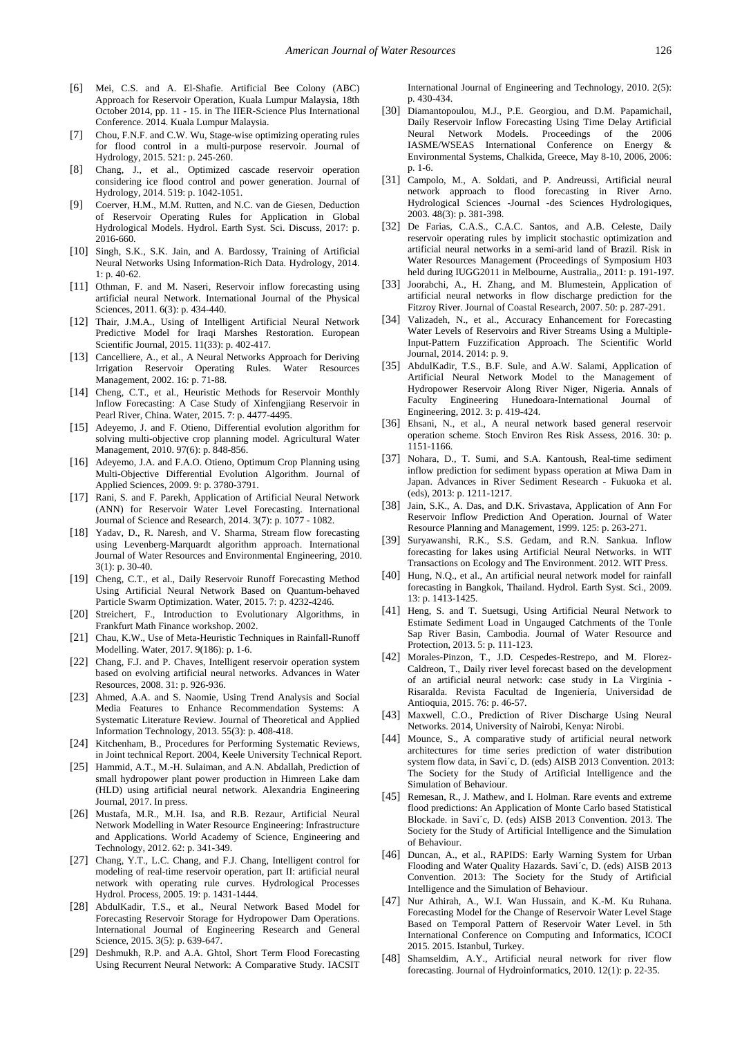[6] Mei, C.S. and A. El-Shafie. Artificial Bee Colony (ABC) Approach for Reservoir Operation, Kuala Lumpur Malaysia, 18th October 2014, pp. 11 - 15. in The IIER-Science Plus International Conference. 2014. Kuala Lumpur Malaysia.

[7] Chou, F.N.F. and C.W. Wu, Stage-wise optimizing operating rules for flood control in a multi-purpose reservoir. Journal of Hydrology, 2015. 521: p. 245-260.

[8] Chang, J., et al., Optimized cascade reservoir operation considering ice flood control and power generation. Journal of Hydrology, 2014. 519: p. 1042-1051.

[9] Coerver, H.M., M.M. Rutten, and N.C. van de Giesen, Deduction of Reservoir Operating Rules for Application in Global Hydrological Models. Hydrol. Earth Syst. Sci. Discuss, 2017: p. 2016-660.

[10] Singh, S.K., S.K. Jain, and A. Bardossy, Training of Artificial Neural Networks Using Information-Rich Data. Hydrology, 2014. 1: p. 40-62.

[11] Othman, F. and M. Naseri, Reservoir inflow forecasting using artificial neural Network. International Journal of the Physical Sciences, 2011. 6(3): p. 434-440.

[12] Thair, J.M.A., Using of Intelligent Artificial Neural Network Predictive Model for Iraqi Marshes Restoration. European Scientific Journal, 2015. 11(33): p. 402-417.

[13] Cancelliere, A., et al., A Neural Networks Approach for Deriving Irrigation Reservoir Operating Rules. Water Resources Management, 2002. 16: p. 71-88.

[14] Cheng, C.T., et al., Heuristic Methods for Reservoir Monthly Inflow Forecasting: A Case Study of Xinfengjiang Reservoir in Pearl River, China. Water, 2015. 7: p. 4477-4495.

[15] Adeyemo, J. and F. Otieno, Differential evolution algorithm for solving multi-objective crop planning model. Agricultural Water Management, 2010. 97(6): p. 848-856.

[16] Adeyemo, J.A. and F.A.O. Otieno, Optimum Crop Planning using Multi-Objective Differential Evolution Algorithm. Journal of Applied Sciences, 2009. 9: p. 3780-3791.

[17] Rani, S. and F. Parekh, Application of Artificial Neural Network (ANN) for Reservoir Water Level Forecasting. International Journal of Science and Research, 2014. 3(7): p. 1077 - 1082.

[18] Yadav, D., R. Naresh, and V. Sharma, Stream flow forecasting using Levenberg-Marquardt algorithm approach. International Journal of Water Resources and Environmental Engineering, 2010. 3(1): p. 30-40.

[19] Cheng, C.T., et al., Daily Reservoir Runoff Forecasting Method Using Artificial Neural Network Based on Quantum-behaved Particle Swarm Optimization. Water, 2015. 7: p. 4232-4246.

[20] Streichert, F., Introduction to Evolutionary Algorithms, in Frankfurt Math Finance workshop. 2002.

[21] Chau, K.W., Use of Meta-Heuristic Techniques in Rainfall-Runoff Modelling. Water, 2017. 9(186): p. 1-6.

[22] Chang, F.J. and P. Chaves, Intelligent reservoir operation system based on evolving artificial neural networks. Advances in Water Resources, 2008. 31: p. 926-936.

[23] Ahmed, A.A. and S. Naomie, Using Trend Analysis and Social Media Features to Enhance Recommendation Systems: A Systematic Literature Review. Journal of Theoretical and Applied Information Technology, 2013. 55(3): p. 408-418.

[24] Kitchenham, B., Procedures for Performing Systematic Reviews, in Joint technical Report. 2004, Keele University Technical Report.

[25] Hammid, A.T., M.-H. Sulaiman, and A.N. Abdallah, Prediction of small hydropower plant power production in Himreen Lake dam (HLD) using artificial neural network. Alexandria Engineering Journal, 2017. In press.

[26] Mustafa, M.R., M.H. Isa, and R.B. Rezaur, Artificial Neural Network Modelling in Water Resource Engineering: Infrastructure and Applications. World Academy of Science, Engineering and Technology, 2012. 62: p. 341-349.

[27] Chang, Y.T., L.C. Chang, and F.J. Chang, Intelligent control for modeling of real-time reservoir operation, part II: artificial neural network with operating rule curves. Hydrological Processes Hydrol. Process, 2005. 19: p. 1431-1444.

[28] AbdulKadir, T.S., et al., Neural Network Based Model for Forecasting Reservoir Storage for Hydropower Dam Operations. International Journal of Engineering Research and General Science, 2015. 3(5): p. 639-647.

[29] Deshmukh, R.P. and A.A. Ghtol, Short Term Flood Forecasting Using Recurrent Neural Network: A Comparative Study. IACSIT International Journal of Engineering and Technology, 2010. 2(5): p. 430-434.

[30] Diamantopoulou, M.J., P.E. Georgiou, and D.M. Papamichail, Daily Reservoir Inflow Forecasting Using Time Delay Artificial Neural Network Models. Proceedings of the 2006 IASME/WSEAS International Conference on Energy & Environmental Systems, Chalkida, Greece, May 8-10, 2006, 2006: p. 1-6.

[31] Campolo, M., A. Soldati, and P. Andreussi, Artificial neural network approach to flood forecasting in River Arno. Hydrological Sciences -Journal -des Sciences Hydrologiques, 2003. 48(3): p. 381-398.

[32] De Farias, C.A.S., C.A.C. Santos, and A.B. Celeste, Daily reservoir operating rules by implicit stochastic optimization and artificial neural networks in a semi-arid land of Brazil. Risk in Water Resources Management (Proceedings of Symposium H03 held during IUGG2011 in Melbourne, Australia,, 2011: p. 191-197.

[33] Joorabchi, A., H. Zhang, and M. Blumestein, Application of artificial neural networks in flow discharge prediction for the Fitzroy River. Journal of Coastal Research, 2007. 50: p. 287-291.

[34] Valizadeh, N., et al., Accuracy Enhancement for Forecasting Water Levels of Reservoirs and River Streams Using a Multiple-Input-Pattern Fuzzification Approach. The Scientific World Journal, 2014. 2014: p. 9.

[35] AbdulKadir, T.S., B.F. Sule, and A.W. Salami, Application of Artificial Neural Network Model to the Management of Hydropower Reservoir Along River Niger, Nigeria. Annals of Faculty Engineering Hunedoara-International Journal of Engineering, 2012. 3: p. 419-424.

[36] Ehsani, N., et al., A neural network based general reservoir operation scheme. Stoch Environ Res Risk Assess, 2016. 30: p. 1151-1166.

[37] Nohara, D., T. Sumi, and S.A. Kantoush, Real-time sediment inflow prediction for sediment bypass operation at Miwa Dam in Japan. Advances in River Sediment Research - Fukuoka et al. (eds), 2013: p. 1211-1217.

[38] Jain, S.K., A. Das, and D.K. Srivastava, Application of Ann For Reservoir Inflow Prediction And Operation. Journal of Water Resource Planning and Management, 1999. 125: p. 263-271.

[39] Suryawanshi, R.K., S.S. Gedam, and R.N. Sankua. Inflow forecasting for lakes using Artificial Neural Networks. in WIT Transactions on Ecology and The Environment. 2012. WIT Press.

[40] Hung, N.Q., et al., An artificial neural network model for rainfall forecasting in Bangkok, Thailand. Hydrol. Earth Syst. Sci., 2009. 13: p. 1413-1425.

[41] Heng, S. and T. Suetsugi, Using Artificial Neural Network to Estimate Sediment Load in Ungauged Catchments of the Tonle Sap River Basin, Cambodia. Journal of Water Resource and Protection, 2013. 5: p. 111-123.

[42] Morales-Pinzon, T., J.D. Cespedes-Restrepo, and M. Florez-Caldreon, T., Daily river level forecast based on the development of an artificial neural network: case study in La Virginia - Risaralda. Revista Facultad de Ingeniería, Universidad de Antioquia, 2015. 76: p. 46-57.

[43] Maxwell, C.O., Prediction of River Discharge Using Neural Networks. 2014, University of Nairobi, Kenya: Nirobi.

[44] Mounce, S., A comparative study of artificial neural network architectures for time series prediction of water distribution system flow data, in Savi´c, D. (eds) AISB 2013 Convention. 2013: The Society for the Study of Artificial Intelligence and the Simulation of Behaviour.

[45] Remesan, R., J. Mathew, and I. Holman. Rare events and extreme flood predictions: An Application of Monte Carlo based Statistical Blockade. in Savi´c, D. (eds) AISB 2013 Convention. 2013. The Society for the Study of Artificial Intelligence and the Simulation of Behaviour.

[46] Duncan, A., et al., RAPIDS: Early Warning System for Urban Flooding and Water Quality Hazards. Savi´c, D. (eds) AISB 2013 Convention. 2013: The Society for the Study of Artificial Intelligence and the Simulation of Behaviour.

[47] Nur Athirah, A., W.I. Wan Hussain, and K.-M. Ku Ruhana. Forecasting Model for the Change of Reservoir Water Level Stage Based on Temporal Pattern of Reservoir Water Level. in 5th International Conference on Computing and Informatics, ICOCI 2015. 2015. Istanbul, Turkey.

[48] Shamseldim, A.Y., Artificial neural network for river flow forecasting. Journal of Hydroinformatics, 2010. 12(1): p. 22-35.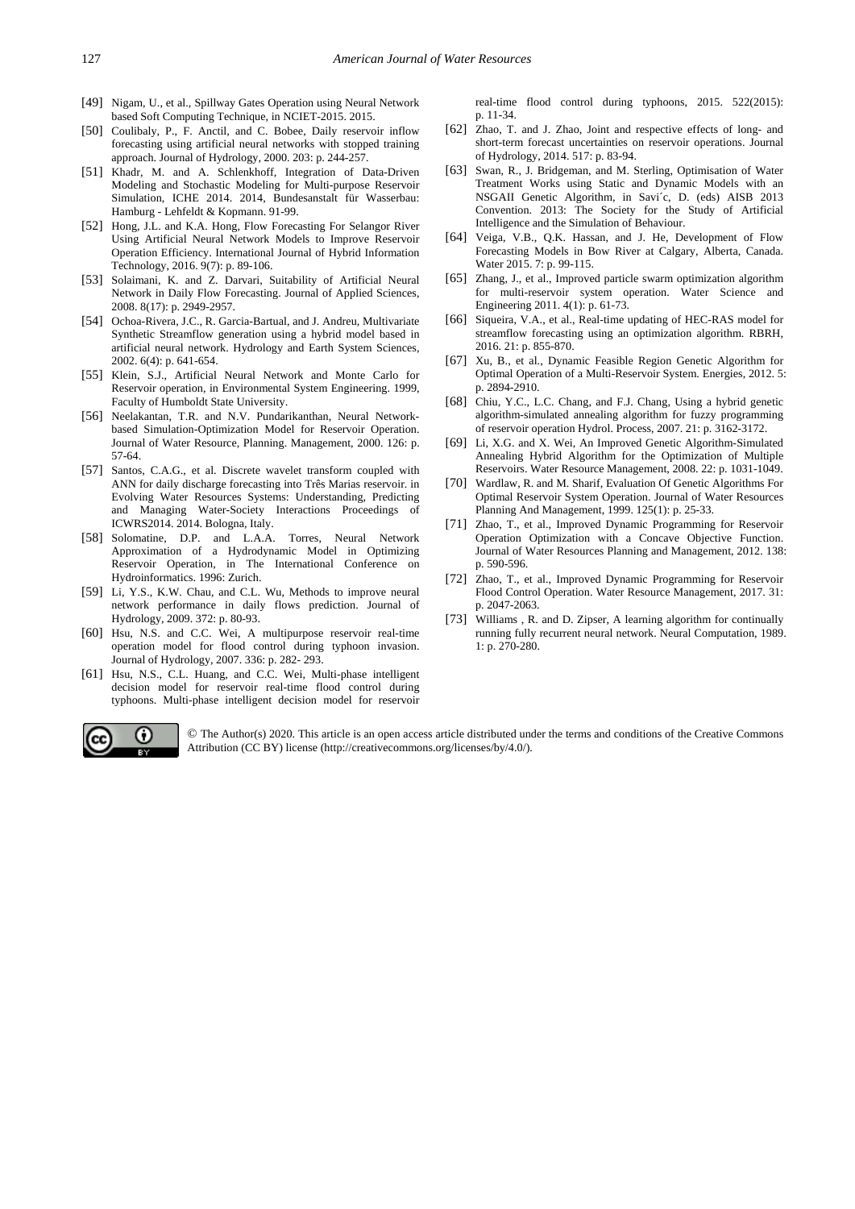[49] Nigam, U., et al., Spillway Gates Operation using Neural Network based Soft Computing Technique, in NCIET-2015. 2015.

[50] Coulibaly, P., F. Anctil, and C. Bobee, Daily reservoir inflow forecasting using artificial neural networks with stopped training approach. Journal of Hydrology, 2000. 203: p. 244-257.

[51] Khadr, M. and A. Schlenkhoff, Integration of Data-Driven Modeling and Stochastic Modeling for Multi-purpose Reservoir Simulation, ICHE 2014. 2014, Bundesanstalt für Wasserbau: Hamburg - Lehfeldt & Kopmann. 91-99.

[52] Hong, J.L. and K.A. Hong, Flow Forecasting For Selangor River Using Artificial Neural Network Models to Improve Reservoir Operation Efficiency. International Journal of Hybrid Information Technology, 2016. 9(7): p. 89-106.

[53] Solaimani, K. and Z. Darvari, Suitability of Artificial Neural Network in Daily Flow Forecasting. Journal of Applied Sciences, 2008. 8(17): p. 2949-2957.

[54] Ochoa-Rivera, J.C., R. Garcia-Bartual, and J. Andreu, Multivariate Synthetic Streamflow generation using a hybrid model based in artificial neural network. Hydrology and Earth System Sciences, 2002. 6(4): p. 641-654.

[55] Klein, S.J., Artificial Neural Network and Monte Carlo for Reservoir operation, in Environmental System Engineering. 1999, Faculty of Humboldt State University.

[56] Neelakantan, T.R. and N.V. Pundarikanthan, Neural Network-based Simulation-Optimization Model for Reservoir Operation. Journal of Water Resource, Planning. Management, 2000. 126: p. 57-64.

[57] Santos, C.A.G., et al. Discrete wavelet transform coupled with ANN for daily discharge forecasting into Três Marias reservoir. in Evolving Water Resources Systems: Understanding, Predicting and Managing Water-Society Interactions Proceedings of ICWRS2014. 2014. Bologna, Italy.

[58] Solomatine, D.P. and L.A.A. Torres, Neural Network Approximation of a Hydrodynamic Model in Optimizing Reservoir Operation, in The International Conference on Hydroinformatics. 1996: Zurich.

[59] Li, Y.S., K.W. Chau, and C.L. Wu, Methods to improve neural network performance in daily flows prediction. Journal of Hydrology, 2009. 372: p. 80-93.

[60] Hsu, N.S. and C.C. Wei, A multipurpose reservoir real-time operation model for flood control during typhoon invasion. Journal of Hydrology, 2007. 336: p. 282- 293.

[61] Hsu, N.S., C.L. Huang, and C.C. Wei, Multi-phase intelligent decision model for reservoir real-time flood control during typhoons. Multi-phase intelligent decision model for reservoir real-time flood control during typhoons, 2015. 522(2015): p. 11-34.

[62] Zhao, T. and J. Zhao, Joint and respective effects of long- and short-term forecast uncertainties on reservoir operations. Journal of Hydrology, 2014. 517: p. 83-94.

[63] Swan, R., J. Bridgeman, and M. Sterling, Optimisation of Water Treatment Works using Static and Dynamic Models with an NSGAII Genetic Algorithm, in Savi´c, D. (eds) AISB 2013 Convention. 2013: The Society for the Study of Artificial Intelligence and the Simulation of Behaviour.

[64] Veiga, V.B., Q.K. Hassan, and J. He, Development of Flow Forecasting Models in Bow River at Calgary, Alberta, Canada. Water 2015. 7: p. 99-115.

[65] Zhang, J., et al., Improved particle swarm optimization algorithm for multi-reservoir system operation. Water Science and Engineering 2011. 4(1): p. 61-73.

[66] Siqueira, V.A., et al., Real-time updating of HEC-RAS model for streamflow forecasting using an optimization algorithm. RBRH, 2016. 21: p. 855-870.

[67] Xu, B., et al., Dynamic Feasible Region Genetic Algorithm for Optimal Operation of a Multi-Reservoir System. Energies, 2012. 5: p. 2894-2910.

[68] Chiu, Y.C., L.C. Chang, and F.J. Chang, Using a hybrid genetic algorithm-simulated annealing algorithm for fuzzy programming of reservoir operation Hydrol. Process, 2007. 21: p. 3162-3172.

[69] Li, X.G. and X. Wei, An Improved Genetic Algorithm-Simulated Annealing Hybrid Algorithm for the Optimization of Multiple Reservoirs. Water Resource Management, 2008. 22: p. 1031-1049.

[70] Wardlaw, R. and M. Sharif, Evaluation Of Genetic Algorithms For Optimal Reservoir System Operation. Journal of Water Resources Planning And Management, 1999. 125(1): p. 25-33.

[71] Zhao, T., et al., Improved Dynamic Programming for Reservoir Operation Optimization with a Concave Objective Function. Journal of Water Resources Planning and Management, 2012. 138: p. 590-596.

[72] Zhao, T., et al., Improved Dynamic Programming for Reservoir Flood Control Operation. Water Resource Management, 2017. 31: p. 2047-2063.

[73] Williams , R. and D. Zipser, A learning algorithm for continually running fully recurrent neural network. Neural Computation, 1989. 1: p. 270-280.

© The Author(s) 2020. This article is an open access article distributed under the terms and conditions of the Creative Commons Attribution (CC BY) license (http://creativecommons.org/licenses/by/4.0/).